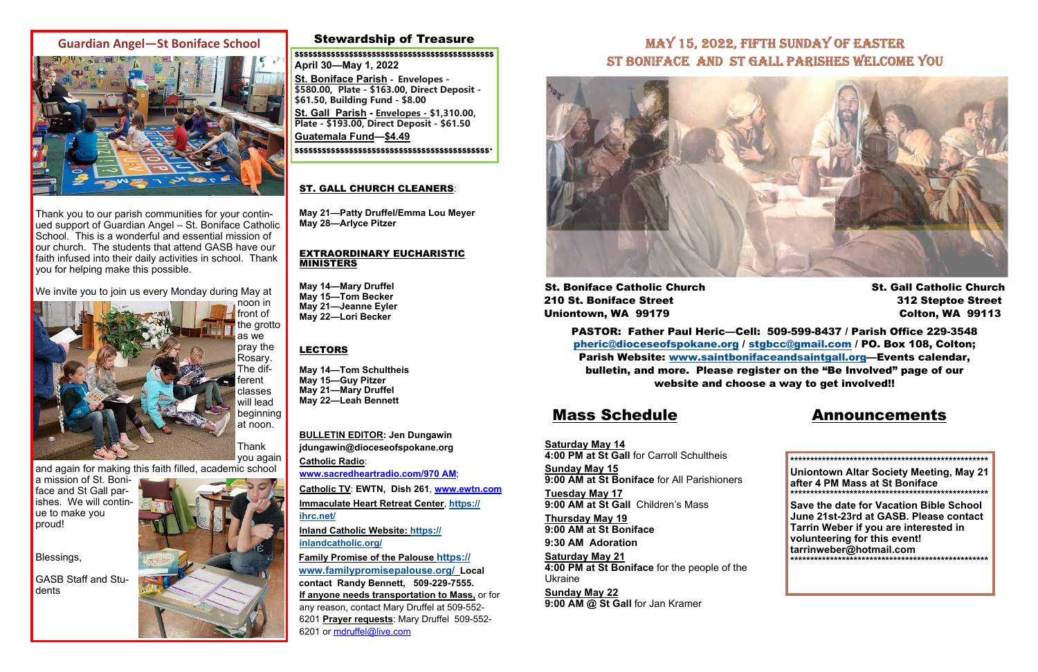## Guardian Angel—St Boniface School

Thank you to our parish communities for your continued support of Guardian Angel – St. Boniface Catholic School. This is a wonderful and essential mission of our church. The students that attend GASB have our faith infused into their daily activities in school. Thank you for helping make this possible.

We invite you to join us every Monday during May at noon in front of the grotto as we pray the Rosary. The different classes will lead beginning at noon.

Thank you again and again for making this faith filled, academic school a mission of St. Boniface and St Gall parishes. We will continue to make you proud!

Blessings,

GASB Staff and Students

## Stewardship of Treasure

$$$$$$$$$$$$$$$$$$$$$$$$$$$$$$$$$$$$$$$$$$$$$$

**April 30—May 1, 2022**

**St. Boniface Parish - Envelopes - $580.00, Plate - $163.00, Direct Deposit - $61.50, Building Fund - $8.00**

**St. Gall Parish - Envelopes - $1,310.00, Plate - $193.00, Direct Deposit - $61.50**

**Guatemala Fund—$4.49**

$$$$$$$$$$$$$$$$$$$$$$$$$$$$$$$$$$$$$$$$$$$$$$

**ST. GALL CHURCH CLEANERS**:

**May 21—Patty Druffel/Emma Lou Meyer**
**May 28—Arlyce Pitzer**

**EXTRAORDINARY EUCHARISTIC MINISTERS**

**May 14—Mary Druffel**
**May 15—Tom Becker**
**May 21—Jeanne Eyler**
**May 22—Lori Becker**

**LECTORS**

**May 14—Tom Schultheis**
**May 15—Guy Pitzer**
**May 21—Mary Druffel**
**May 22—Leah Bennett**

**BULLETIN EDITOR: Jen Dungawin jdungawin@dioceseofspokane.org**

**Catholic Radio**: www.sacredheartradio.com/970 AM;

**Catholic TV: EWTN, Dish 261, www.ewtn.com**

**Immaculate Heart Retreat Center, https://ihrc.net/**

**Inland Catholic Website: https://inlandcatholic.org/**

**Family Promise of the Palouse https://www.familypromisepalouse.org/ Local contact Randy Bennett, 509-229-7555.**

**If anyone needs transportation to Mass,** or for any reason, contact Mary Druffel at 509-552-6201 **Prayer requests**: Mary Druffel 509-552-6201 or mdruffel@live.com

# MAY 15, 2022, FIFTH SUNDAY OF EASTER
# ST BONIFACE AND ST GALL PARISHES WELCOME YOU

**St. Boniface Catholic Church**
**210 St. Boniface Street**
**Uniontown, WA 99179**

**St. Gall Catholic Church**
**312 Steptoe Street**
**Colton, WA 99113**

**PASTOR: Father Paul Heric—Cell: 509-599-8437 / Parish Office 229-3548 pheric@dioceseofspokane.org / stgbcc@gmail.com / PO. Box 108, Colton; Parish Website: www.saintbonifaceandsaintgall.org—Events calendar, bulletin, and more. Please register on the "Be Involved" page of our website and choose a way to get involved!!**

## Mass Schedule

**Saturday May 14**
**4:00 PM at St Gall** for Carroll Schultheis

**Sunday May 15**
**9:00 AM at St Boniface** for All Parishioners

**Tuesday May 17**
**9:00 AM at St Gall** Children's Mass

**Thursday May 19**
**9:00 AM at St Boniface**
**9:30 AM Adoration**

**Saturday May 21**
**4:00 PM at St Boniface** for the people of the Ukraine

**Sunday May 22**
**9:00 AM @ St Gall** for Jan Kramer

## Announcements

**************************************************

**Uniontown Altar Society Meeting, May 21 after 4 PM Mass at St Boniface**

**************************************************

**Save the date for Vacation Bible School June 21st-23rd at GASB. Please contact Tarrin Weber if you are interested in volunteering for this event! tarrinweber@hotmail.com**

**************************************************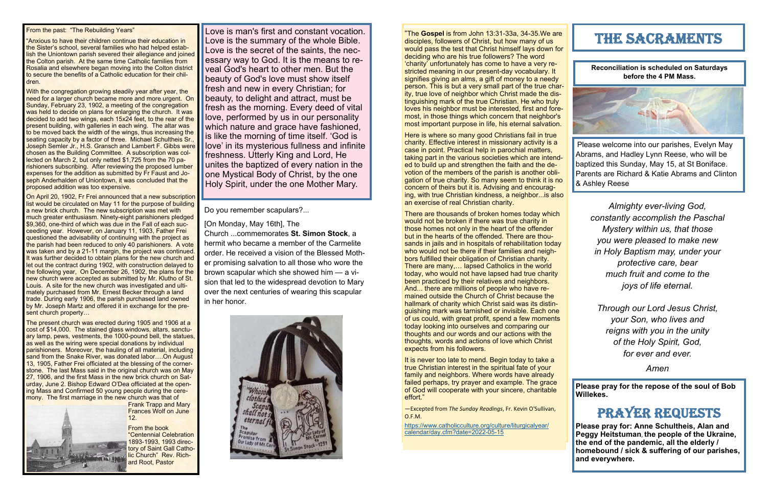From the past: "The Rebuilding Years"

"Anxious to have their children continue their education in the Sister's school, several families who had helped establish the Uniontown parish severed their allegiance and joined the Colton parish. At the same time Catholic families from Rosalia and elsewhere began moving into the Colton district to secure the benefits of a Catholic education for their children.

With the congregation growing steadily year after year, the need for a larger church became more and more urgent. On Sunday, February 23, 1902, a meeting of the congregation was held to decide on plans for enlarging the church. It was decided to add two wings, each 15x24 feet, to the rear of the present building, with galleries in each wing. The altar was to be moved back the width of the wings, thus increasing the seating capacity by a factor of three. Michael Schultheis Sr., Joseph Semler Jr., H.S. Gransch and Lambert F. Gibbs were chosen as the Building Committee. A subscription was collected on March 2, but only netted $1,725 from the 70 parishioners subscribing. After reviewing the proposed lumber expenses for the addition as submitted by Fr Faust and Joseph Anderhalden of Uniontown, it was concluded that the proposed addition was too expensive.

On April 20, 1902, Fr Frei announced that a new subscription list would be circulated on May 11 for the purpose of building a new brick church. The new subscription was met with much greater enthusiasm. Ninety-eight parishioners pledged $9,360, one-third of which was due in the Fall of each succeeding year. However, on January 11, 1903, Father Frei questioned the advisability of continuing with the project as the parish had been reduced to only 40 parishioners. A vote was taken and by a 21-11 margin, the project was continued. It was further decided to obtain plans for the new church and let out the contract during 1902, with construction delayed to the following year, On December 26, 1902, the plans for the new church were accepted as submitted by Mr. Klutho of St. Louis. A site for the new church was investigated and ultimately purchased from Mr. Ernest Becker through a land trade. During early 1906, the parish purchased land owned by Mr. Joseph Martz and offered it in exchange for the present church property…

The present church was erected during 1905 and 1906 at a cost of $14,000. The stained glass windows, altars, sanctuary lamp, pews, vestments, the 1000-pound bell, the statues, as well as the wiring were special donations by individual parishioners. Moreover, the hauling of all material, including sand from the Snake River, was donated labor….On August 13, 1905, Father Frei officiated at the blessing of the cornerstone. The last Mass said in the original church was on May 27, 1906, and the first Mass in the new brick church on Saturday, June 2. Bishop Edward O'Dea officiated at the opening Mass and Confirmed 50 young people during the ceremony. The first marriage in the new church was that of Frank Trapp and Mary Frances Wolf on June 12.

From the book "Centennial Celebration 1893-1993, 1993 directory of Saint Gall Catholic Church" Rev. Richard Root, Pastor

Love is man's first and constant vocation. Love is the summary of the whole Bible. Love is the secret of the saints, the necessary way to God. It is the means to reveal God's heart to other men. But the beauty of God's love must show itself fresh and new in every Christian; for beauty, to delight and attract, must be fresh as the morning. Every deed of vital love, performed by us in our personality which nature and grace have fashioned, is like the morning of time itself. 'God is love' in its mysterious fullness and infinite freshness. Utterly King and Lord, He unites the baptized of every nation in the one Mystical Body of Christ, by the one Holy Spirit, under the one Mother Mary.

Do you remember scapulars?...

[On Monday, May 16th], The Church ...commemorates **St. Simon Stock**, a hermit who became a member of the Carmelite order. He received a vision of the Blessed Mother promising salvation to all those who wore the brown scapular which she showed him — a vision that led to the widespread devotion to Mary over the next centuries of wearing this scapular in her honor.

"The **Gospel** is from John 13:31-33a, 34-35.We are disciples, followers of Christ, but how many of us would pass the test that Christ himself lays down for deciding who are his true followers? The word 'charity' unfortunately has come to have a very restricted meaning in our present-day vocabulary. It signifies giving an alms, a gift of money to a needy person. This is but a very small part of the true charity, true love of neighbor which Christ made the distinguishing mark of the true Christian. He who truly loves his neighbor must be interested, first and foremost, in those things which concern that neighbor's most important purpose in life, his eternal salvation.

Here is where so many good Christians fail in true charity. Effective interest in missionary activity is a case in point. Practical help in parochial matters, taking part in the various societies which are intended to build up and strengthen the faith and the devotion of the members of the parish is another obligation of true charity. So many seem to think it is no concern of theirs but it is. Advising and encouraging, with true Christian kindness, a neighbor...is also an exercise of real Christian charity.

There are thousands of broken homes today which would not be broken if there was true charity in those homes not only in the heart of the offender but in the hearts of the offended. There are thousands in jails and in hospitals of rehabilitation today who would not be there if their families and neighbors fulfilled their obligation of Christian charity. There are many,… lapsed Catholics in the world today, who would not have lapsed had true charity been practiced by their relatives and neighbors. And... there are millions of people who have remained outside the Church of Christ because the hallmark of charity which Christ said was its distinguishing mark was tarnished or invisible. Each one of us could, with great profit, spend a few moments today looking into ourselves and comparing our thoughts and our words and our actions with the thoughts, words and actions of love which Christ expects from his followers.

It is never too late to mend. Begin today to take a true Christian interest in the spiritual fate of your family and neighbors. Where words have already failed perhaps, try prayer and example. The grace of God will cooperate with your sincere, charitable effort."

—Excepted from *The Sunday Readings*, Fr. Kevin O'Sullivan, O.F.M.

https://www.catholicculture.org/culture/liturgicalyear/calendar/day.cfm?date=2022-05-15

# THE SACRAMENTS

**Reconciliation is scheduled on Saturdays before the 4 PM Mass.**

Please welcome into our parishes, Evelyn May Abrams, and Hadley Lynn Reese, who will be baptized this Sunday, May 15, at St Boniface. Parents are Richard & Katie Abrams and Clinton & Ashley Reese

*Almighty ever-living God, constantly accomplish the Paschal Mystery within us, that those you were pleased to make new in Holy Baptism may, under your protective care, bear much fruit and come to the joys of life eternal.*

*Through our Lord Jesus Christ, your Son, who lives and reigns with you in the unity of the Holy Spirit, God, for ever and ever.*

*Amen*

**Please pray for the repose of the soul of Bob Willekes.**

# PRAYER REQUESTS

**Please pray for: Anne Schultheis, Alan and Peggy Heitstuman, the people of the Ukraine, the end of the pandemic, all the elderly / homebound / sick & suffering of our parishes, and everywhere.**